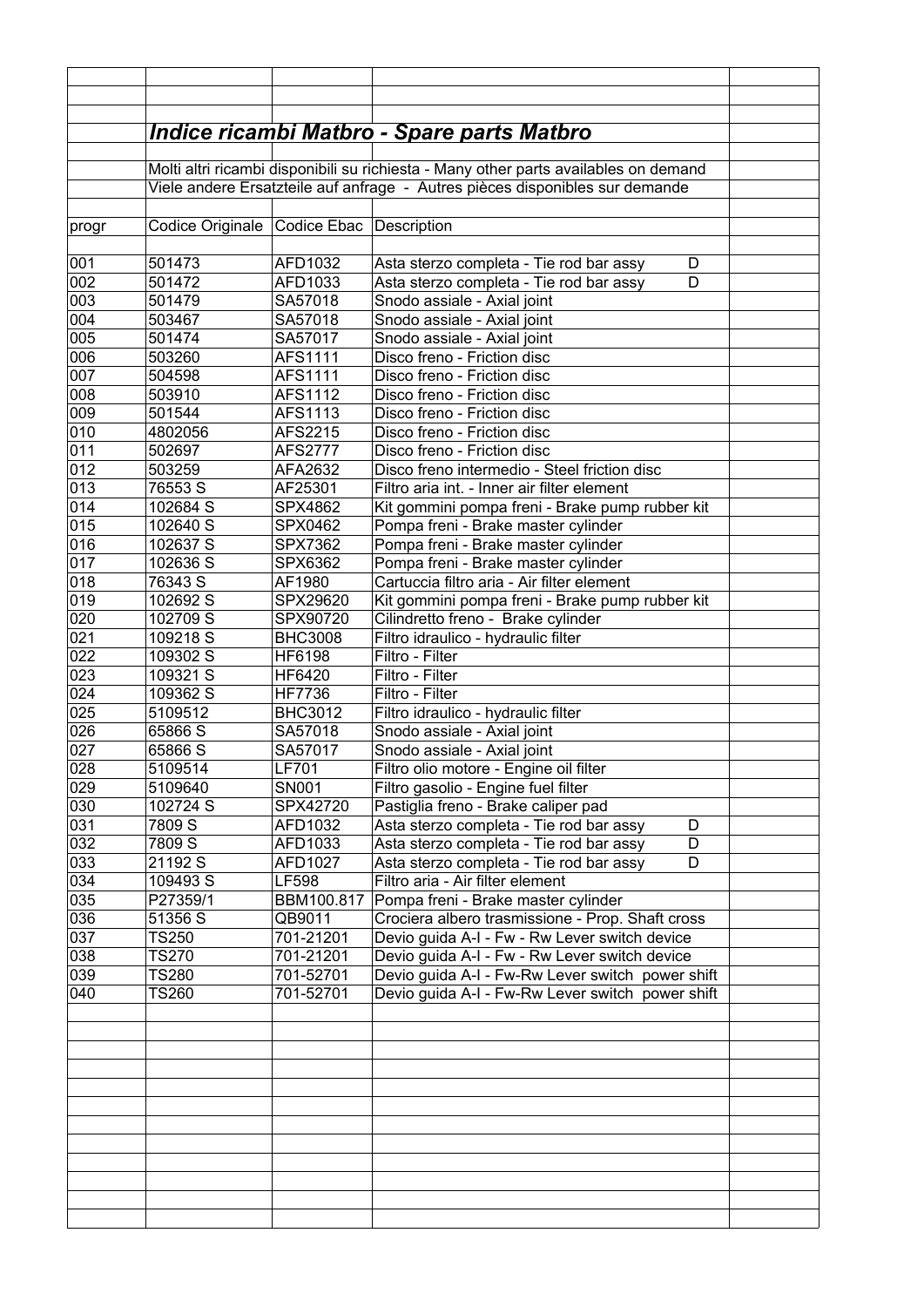## *Indice ricambi Matbro - Spare parts Matbro*

Molti altri ricambi disponibili su richiesta - Many other parts availables on demand
Viele andere Ersatzteile auf anfrage - Autres pièces disponibles sur demande

| progr | Codice Originale | Codice Ebac | Description | |
|---|---|---|---|---|
| 001 | 501473 | AFD1032 | Asta sterzo completa - Tie rod bar assy D | |
| 002 | 501472 | AFD1033 | Asta sterzo completa - Tie rod bar assy D | |
| 003 | 501479 | SA57018 | Snodo assiale - Axial joint | |
| 004 | 503467 | SA57018 | Snodo assiale - Axial joint | |
| 005 | 501474 | SA57017 | Snodo assiale - Axial joint | |
| 006 | 503260 | AFS1111 | Disco freno - Friction disc | |
| 007 | 504598 | AFS1111 | Disco freno - Friction disc | |
| 008 | 503910 | AFS1112 | Disco freno - Friction disc | |
| 009 | 501544 | AFS1113 | Disco freno - Friction disc | |
| 010 | 4802056 | AFS2215 | Disco freno - Friction disc | |
| 011 | 502697 | AFS2777 | Disco freno - Friction disc | |
| 012 | 503259 | AFA2632 | Disco freno intermedio - Steel friction disc | |
| 013 | 76553 S | AF25301 | Filtro aria int. - Inner air filter element | |
| 014 | 102684 S | SPX4862 | Kit gommini pompa freni - Brake pump rubber kit | |
| 015 | 102640 S | SPX0462 | Pompa freni - Brake master cylinder | |
| 016 | 102637 S | SPX7362 | Pompa freni - Brake master cylinder | |
| 017 | 102636 S | SPX6362 | Pompa freni - Brake master cylinder | |
| 018 | 76343 S | AF1980 | Cartuccia filtro aria - Air filter element | |
| 019 | 102692 S | SPX29620 | Kit gommini pompa freni - Brake pump rubber kit | |
| 020 | 102709 S | SPX90720 | Cilindretto freno - Brake cylinder | |
| 021 | 109218 S | BHC3008 | Filtro idraulico - hydraulic filter | |
| 022 | 109302 S | HF6198 | Filtro - Filter | |
| 023 | 109321 S | HF6420 | Filtro - Filter | |
| 024 | 109362 S | HF7736 | Filtro - Filter | |
| 025 | 5109512 | BHC3012 | Filtro idraulico - hydraulic filter | |
| 026 | 65866 S | SA57018 | Snodo assiale - Axial joint | |
| 027 | 65866 S | SA57017 | Snodo assiale - Axial joint | |
| 028 | 5109514 | LF701 | Filtro olio motore - Engine oil filter | |
| 029 | 5109640 | SN001 | Filtro gasolio - Engine fuel filter | |
| 030 | 102724 S | SPX42720 | Pastiglia freno - Brake caliper pad | |
| 031 | 7809 S | AFD1032 | Asta sterzo completa - Tie rod bar assy D | |
| 032 | 7809 S | AFD1033 | Asta sterzo completa - Tie rod bar assy D | |
| 033 | 21192 S | AFD1027 | Asta sterzo completa - Tie rod bar assy D | |
| 034 | 109493 S | LF598 | Filtro aria - Air filter element | |
| 035 | P27359/1 | BBM100.817 | Pompa freni - Brake master cylinder | |
| 036 | 51356 S | QB9011 | Crociera albero trasmissione - Prop. Shaft cross | |
| 037 | TS250 | 701-21201 | Devio guida A-I - Fw - Rw Lever switch device | |
| 038 | TS270 | 701-21201 | Devio guida A-I - Fw - Rw Lever switch device | |
| 039 | TS280 | 701-52701 | Devio guida A-I - Fw-Rw Lever switch power shift | |
| 040 | TS260 | 701-52701 | Devio guida A-I - Fw-Rw Lever switch power shift | |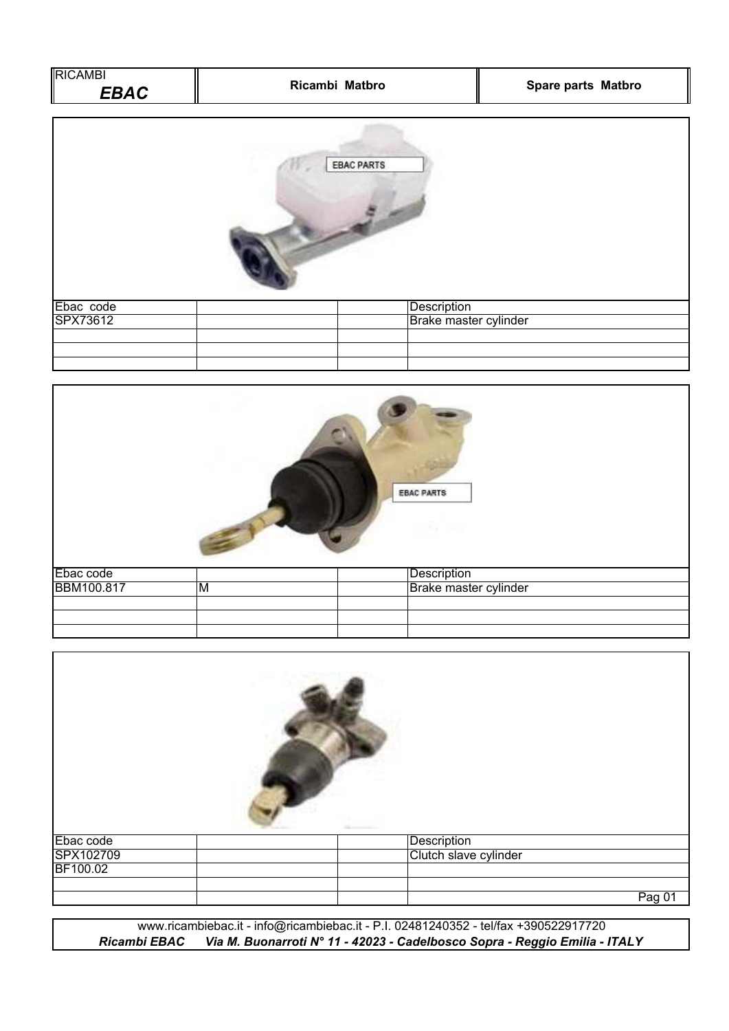| RICAMBI ***EBAC*** | **Ricambi Matbro** | **Spare parts Matbro** |
|---|---|---|

| Ebac code | | | Description |
|---|---|---|---|
| SPX73612 | | | Brake master cylinder |
| | | | |
| | | | |
| | | | |

| Ebac code | | | Description |
|---|---|---|---|
| BBM100.817 | M | | Brake master cylinder |
| | | | |
| | | | |
| | | | |

| Ebac code | | | Description |
|---|---|---|---|
| SPX102709 | | | Clutch slave cylinder |
| BF100.02 | | | |
| | | | |

www.ricambiebac.it - info@ricambiebac.it - P.I. 02481240352 - tel/fax +390522917720
***Ricambi EBAC Via M. Buonarroti N° 11 - 42023 - Cadelbosco Sopra - Reggio Emilia - ITALY***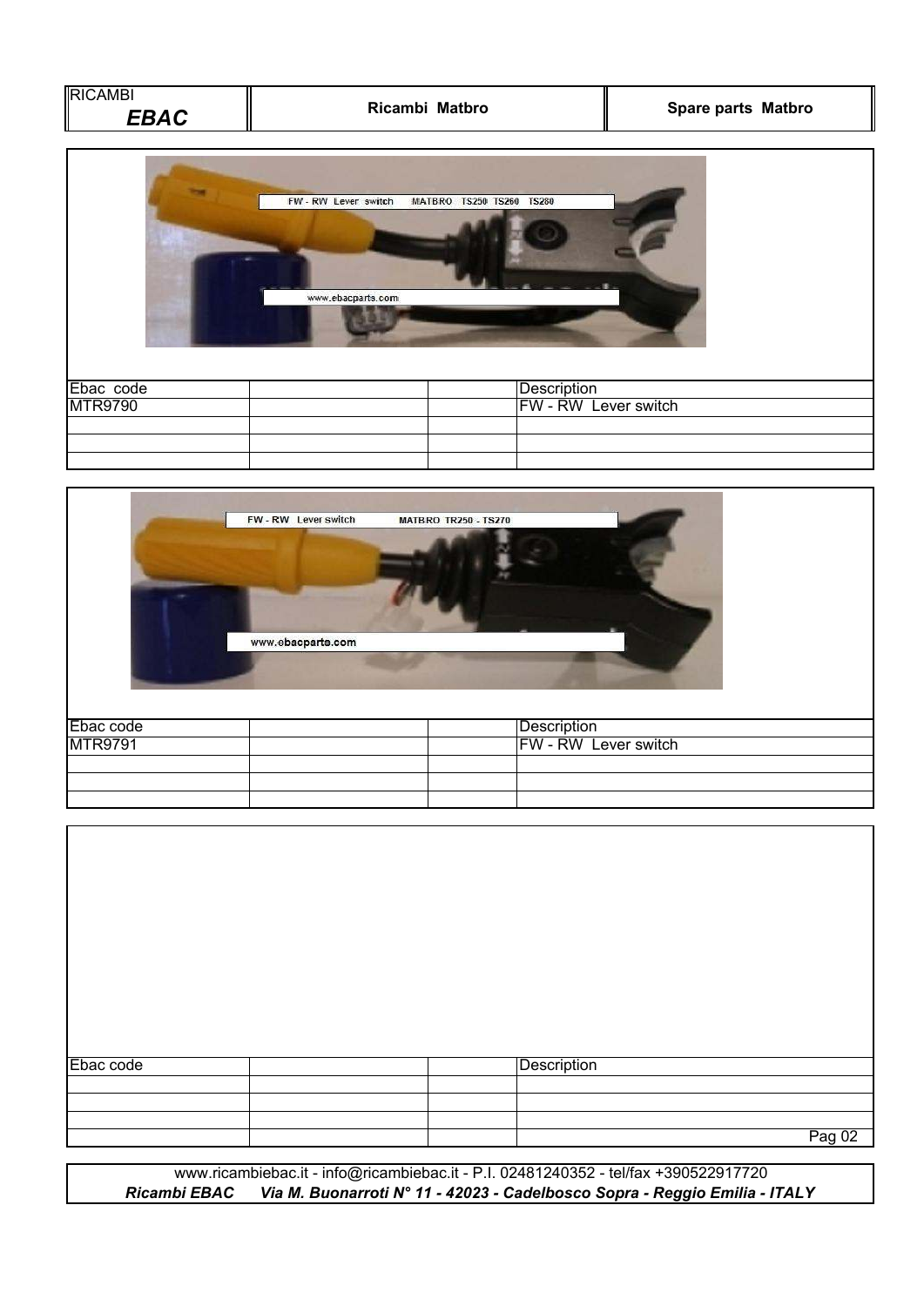| | | |
|---|---|---|
| RICAMBI ***EBAC*** | **Ricambi Matbro** | **Spare parts Matbro** |

FW - RW Lever switch MATBRO TS250 TS260 TS280

www.ebacparts.com

| Ebac code | | | Description |
|---|---|---|---|
| MTR9790 | | | FW - RW Lever switch |
| | | | |
| | | | |
| | | | |

FW - RW Lever switch MATBRO TR250 - TS270

www.ebacparts.com

| Ebac code | | | Description |
|---|---|---|---|
| MTR9791 | | | FW - RW Lever switch |
| | | | |
| | | | |
| | | | |

| Ebac code | | | Description |
|---|---|---|---|
| | | | |
| | | | |
| | | | |
| | | | |

www.ricambiebac.it - info@ricambiebac.it - P.I. 02481240352 - tel/fax +390522917720

***Ricambi EBAC Via M. Buonarroti N° 11 - 42023 - Cadelbosco Sopra - Reggio Emilia - ITALY***